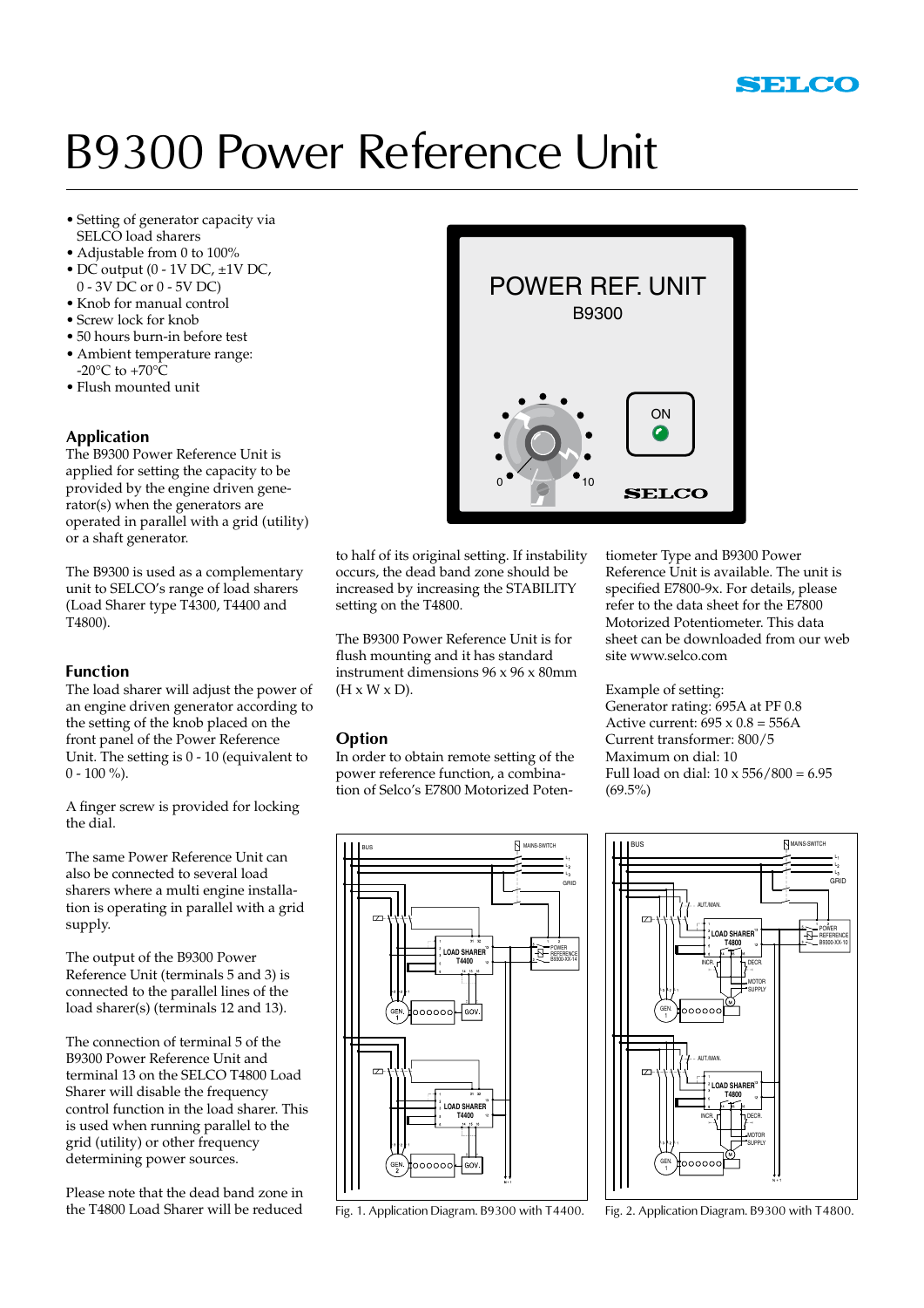# B9300 Power Reference Unit

- Setting of generator capacity via SELCO load sharers
- Adjustable from 0 to 100%
- DC output (0 - 1V DC, ±1V DC, 0 - 3V DC or 0 - 5V DC)
- Knob for manual control
- Screw lock for knob
- 50 hours burn-in before test
- Ambient temperature range: -20°C to +70°C
- Flush mounted unit

## Application

The B9300 Power Reference Unit is applied for setting the capacity to be provided by the engine driven generator(s) when the generators are operated in parallel with a grid (utility) or a shaft generator.

The B9300 is used as a complementary unit to SELCO's range of load sharers (Load Sharer type T4300, T4400 and T4800).

## Function

The load sharer will adjust the power of an engine driven generator according to the setting of the knob placed on the front panel of the Power Reference Unit. The setting is 0 - 10 (equivalent to 0 - 100 %).

A finger screw is provided for locking the dial.

The same Power Reference Unit can also be connected to several load sharers where a multi engine installation is operating in parallel with a grid supply.

The output of the B9300 Power Reference Unit (terminals 5 and 3) is connected to the parallel lines of the load sharer(s) (terminals 12 and 13).

The connection of terminal 5 of the B9300 Power Reference Unit and terminal 13 on the SELCO T4800 Load Sharer will disable the frequency control function in the load sharer. This is used when running parallel to the grid (utility) or other frequency determining power sources.

Please note that the dead band zone in the T4800 Load Sharer will be reduced to half of its original setting. If instability occurs, the dead band zone should be increased by increasing the STABILITY setting on the T4800.

The B9300 Power Reference Unit is for flush mounting and it has standard instrument dimensions 96 x 96 x 80mm (H x W x D).

## Option

In order to obtain remote setting of the power reference function, a combination of Selco's E7800 Motorized Potentiometer Type and B9300 Power Reference Unit is available. The unit is specified E7800-9x. For details, please refer to the data sheet for the E7800 Motorized Potentiometer. This data sheet can be downloaded from our web site www.selco.com

Example of setting:
Generator rating: 695A at PF 0.8
Active current: 695 x 0.8 = 556A
Current transformer: 800/5
Maximum on dial: 10
Full load on dial: 10 x 556/800 = 6.95 (69.5%)

Fig. 1. Application Diagram. B9300 with T4400.

Fig. 2. Application Diagram. B9300 with T4800.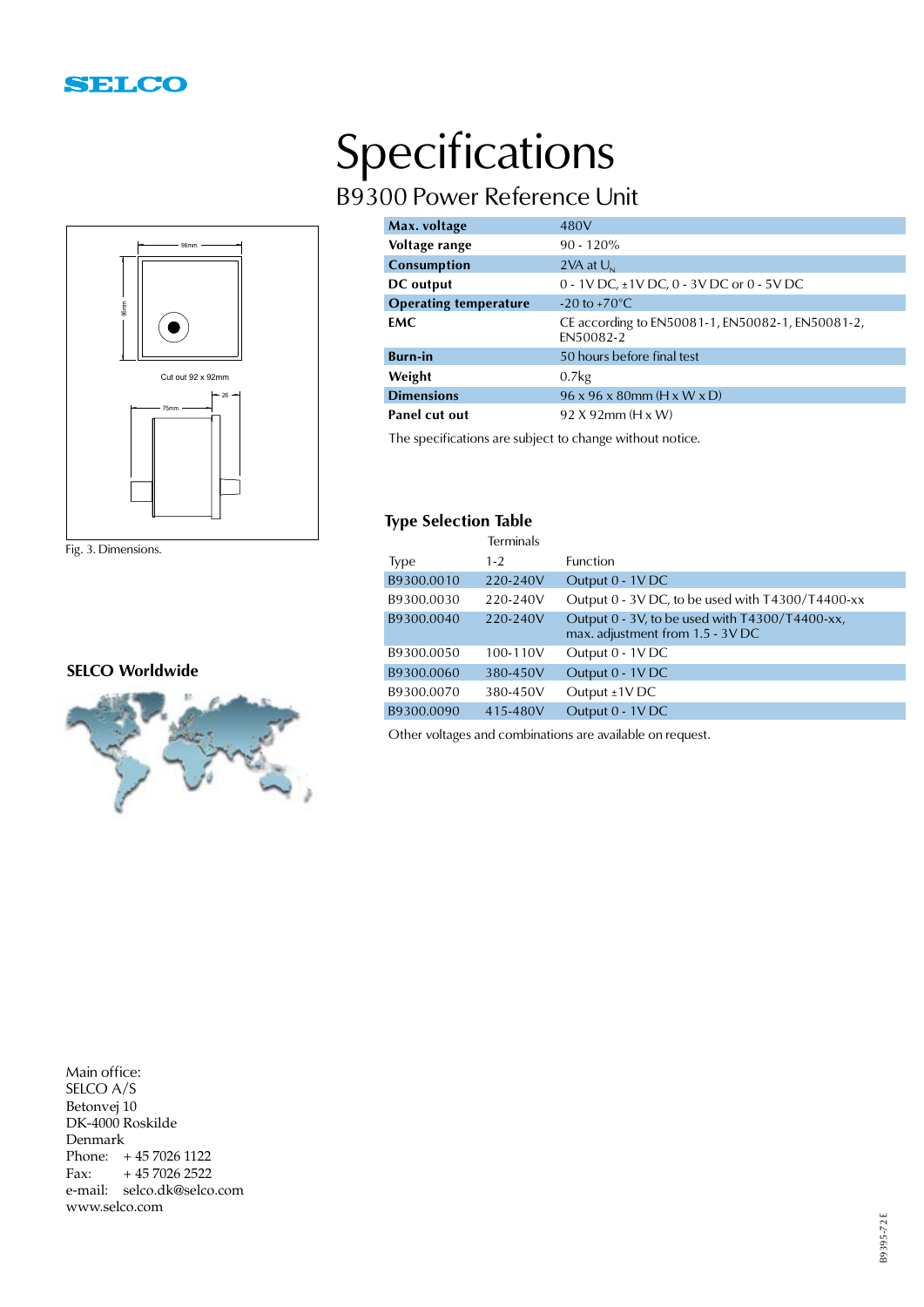SELCO

# Specifications

## B9300 Power Reference Unit

| | |
|---|---|
| **Max. voltage** | 480V |
| **Voltage range** | 90 - 120% |
| **Consumption** | 2VA at $U_N$ |
| **DC output** | 0 - 1V DC, ±1V DC, 0 - 3V DC or 0 - 5V DC |
| **Operating temperature** | -20 to +70°C |
| **EMC** | CE according to EN50081-1, EN50082-1, EN50081-2, EN50082-2 |
| **Burn-in** | 50 hours before final test |
| **Weight** | 0.7kg |
| **Dimensions** | 96 x 96 x 80mm (H x W x D) |
| **Panel cut out** | 92 X 92mm (H x W) |

The specifications are subject to change without notice.

96mm

96mm

Cut out 92 x 92mm

75mm

26

Fig. 3. Dimensions.

### Type Selection Table

| Type | Terminals 1-2 | Function |
|---|---|---|
| B9300.0010 | 220-240V | Output 0 - 1V DC |
| B9300.0030 | 220-240V | Output 0 - 3V DC, to be used with T4300/T4400-xx |
| B9300.0040 | 220-240V | Output 0 - 3V, to be used with T4300/T4400-xx, max. adjustment from 1.5 - 3V DC |
| B9300.0050 | 100-110V | Output 0 - 1V DC |
| B9300.0060 | 380-450V | Output 0 - 1V DC |
| B9300.0070 | 380-450V | Output ±1V DC |
| B9300.0090 | 415-480V | Output 0 - 1V DC |

Other voltages and combinations are available on request.

### SELCO Worldwide

Main office:
SELCO A/S
Betonvej 10
DK-4000 Roskilde
Denmark
Phone: + 45 7026 1122
Fax: + 45 7026 2522
e-mail: selco.dk@selco.com
www.selco.com

B9395-72 E